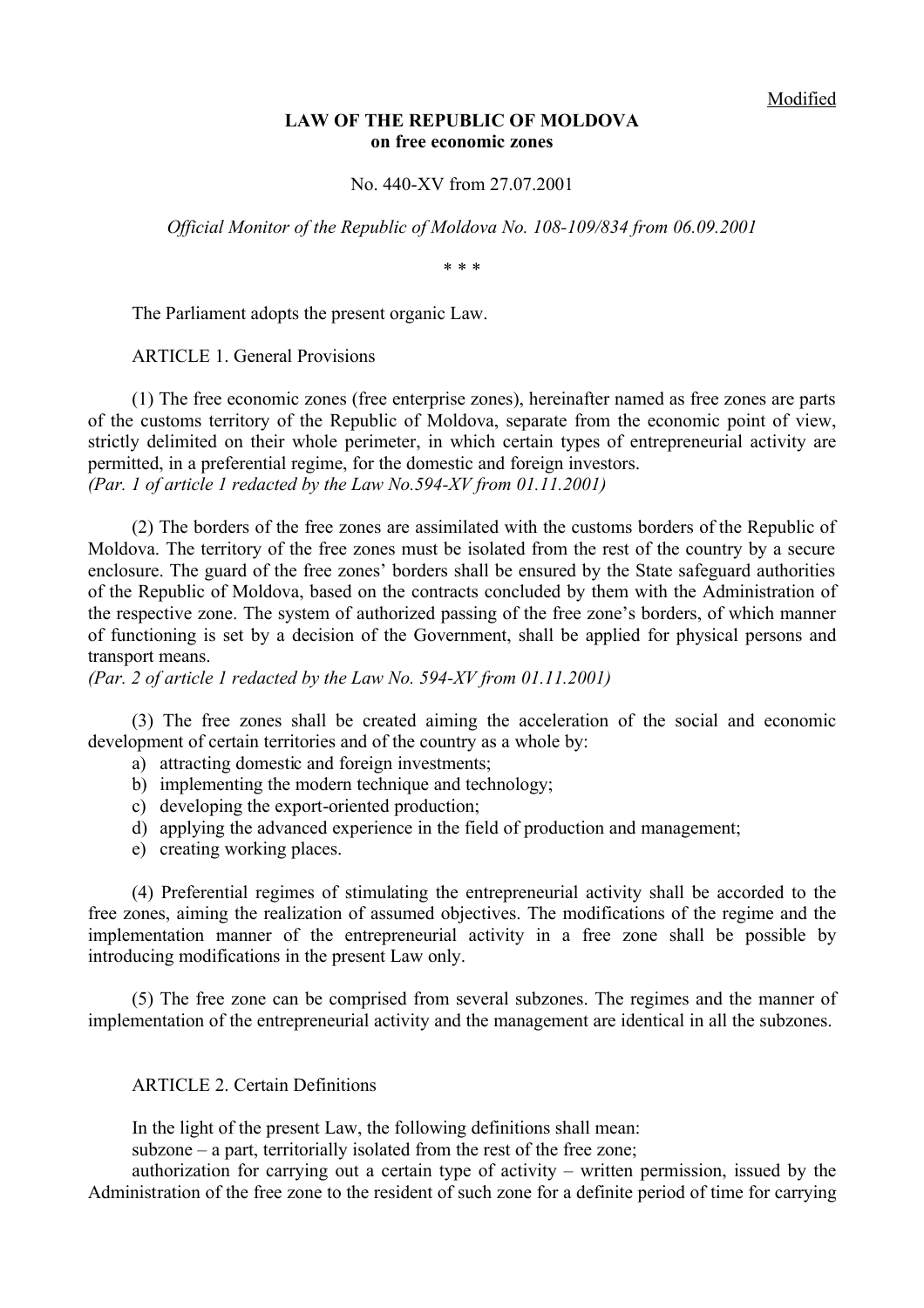Modified

**LAW OF THE REPUBLIC OF MOLDOVA**
**on free economic zones**

No. 440-XV from 27.07.2001

*Official Monitor of the Republic of Moldova No. 108-109/834 from 06.09.2001*

\* \* \*

The Parliament adopts the present organic Law.

ARTICLE 1. General Provisions

(1) The free economic zones (free enterprise zones), hereinafter named as free zones are parts of the customs territory of the Republic of Moldova, separate from the economic point of view, strictly delimited on their whole perimeter, in which certain types of entrepreneurial activity are permitted, in a preferential regime, for the domestic and foreign investors.
*(Par. 1 of article 1 redacted by the Law No.594-XV from 01.11.2001)*

(2) The borders of the free zones are assimilated with the customs borders of the Republic of Moldova. The territory of the free zones must be isolated from the rest of the country by a secure enclosure. The guard of the free zones' borders shall be ensured by the State safeguard authorities of the Republic of Moldova, based on the contracts concluded by them with the Administration of the respective zone. The system of authorized passing of the free zone's borders, of which manner of functioning is set by a decision of the Government, shall be applied for physical persons and transport means.
*(Par. 2 of article 1 redacted by the Law No. 594-XV from 01.11.2001)*

(3) The free zones shall be created aiming the acceleration of the social and economic development of certain territories and of the country as a whole by:

a) attracting domestic and foreign investments;
b) implementing the modern technique and technology;
c) developing the export-oriented production;
d) applying the advanced experience in the field of production and management;
e) creating working places.

(4) Preferential regimes of stimulating the entrepreneurial activity shall be accorded to the free zones, aiming the realization of assumed objectives. The modifications of the regime and the implementation manner of the entrepreneurial activity in a free zone shall be possible by introducing modifications in the present Law only.

(5) The free zone can be comprised from several subzones. The regimes and the manner of implementation of the entrepreneurial activity and the management are identical in all the subzones.

ARTICLE 2. Certain Definitions

In the light of the present Law, the following definitions shall mean:

subzone – a part, territorially isolated from the rest of the free zone;

authorization for carrying out a certain type of activity – written permission, issued by the Administration of the free zone to the resident of such zone for a definite period of time for carrying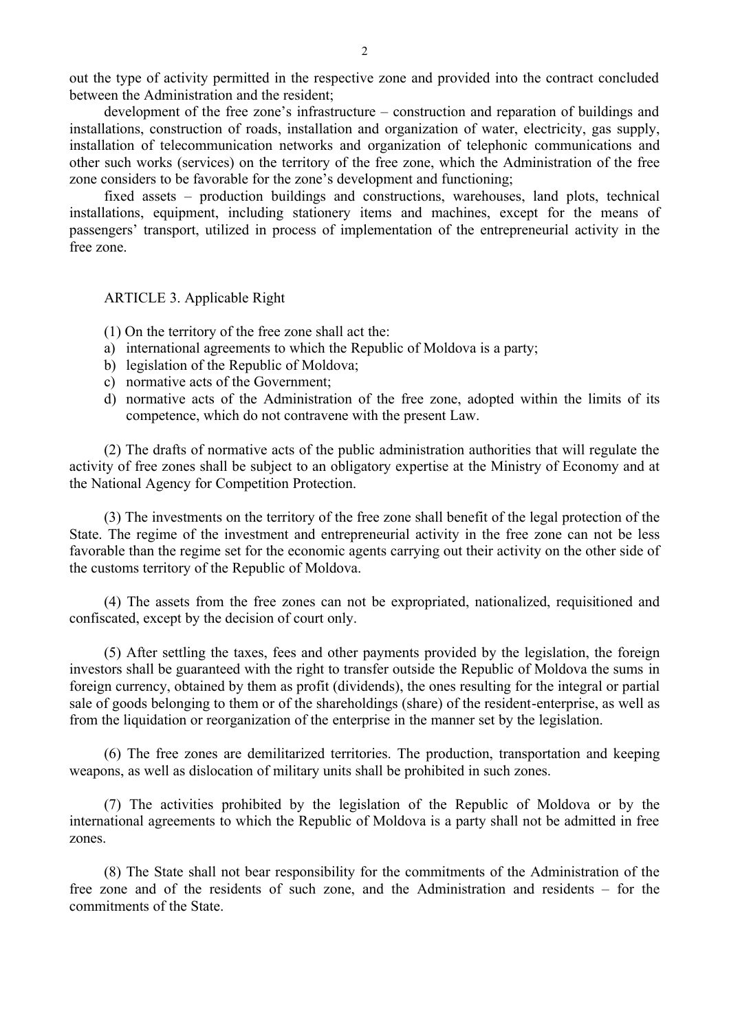out the type of activity permitted in the respective zone and provided into the contract concluded between the Administration and the resident;

development of the free zone's infrastructure – construction and reparation of buildings and installations, construction of roads, installation and organization of water, electricity, gas supply, installation of telecommunication networks and organization of telephonic communications and other such works (services) on the territory of the free zone, which the Administration of the free zone considers to be favorable for the zone's development and functioning;

fixed assets – production buildings and constructions, warehouses, land plots, technical installations, equipment, including stationery items and machines, except for the means of passengers' transport, utilized in process of implementation of the entrepreneurial activity in the free zone.

## ARTICLE 3. Applicable Right

(1) On the territory of the free zone shall act the:

a) international agreements to which the Republic of Moldova is a party;
b) legislation of the Republic of Moldova;
c) normative acts of the Government;
d) normative acts of the Administration of the free zone, adopted within the limits of its competence, which do not contravene with the present Law.

(2) The drafts of normative acts of the public administration authorities that will regulate the activity of free zones shall be subject to an obligatory expertise at the Ministry of Economy and at the National Agency for Competition Protection.

(3) The investments on the territory of the free zone shall benefit of the legal protection of the State. The regime of the investment and entrepreneurial activity in the free zone can not be less favorable than the regime set for the economic agents carrying out their activity on the other side of the customs territory of the Republic of Moldova.

(4) The assets from the free zones can not be expropriated, nationalized, requisitioned and confiscated, except by the decision of court only.

(5) After settling the taxes, fees and other payments provided by the legislation, the foreign investors shall be guaranteed with the right to transfer outside the Republic of Moldova the sums in foreign currency, obtained by them as profit (dividends), the ones resulting for the integral or partial sale of goods belonging to them or of the shareholdings (share) of the resident-enterprise, as well as from the liquidation or reorganization of the enterprise in the manner set by the legislation.

(6) The free zones are demilitarized territories. The production, transportation and keeping weapons, as well as dislocation of military units shall be prohibited in such zones.

(7) The activities prohibited by the legislation of the Republic of Moldova or by the international agreements to which the Republic of Moldova is a party shall not be admitted in free zones.

(8) The State shall not bear responsibility for the commitments of the Administration of the free zone and of the residents of such zone, and the Administration and residents – for the commitments of the State.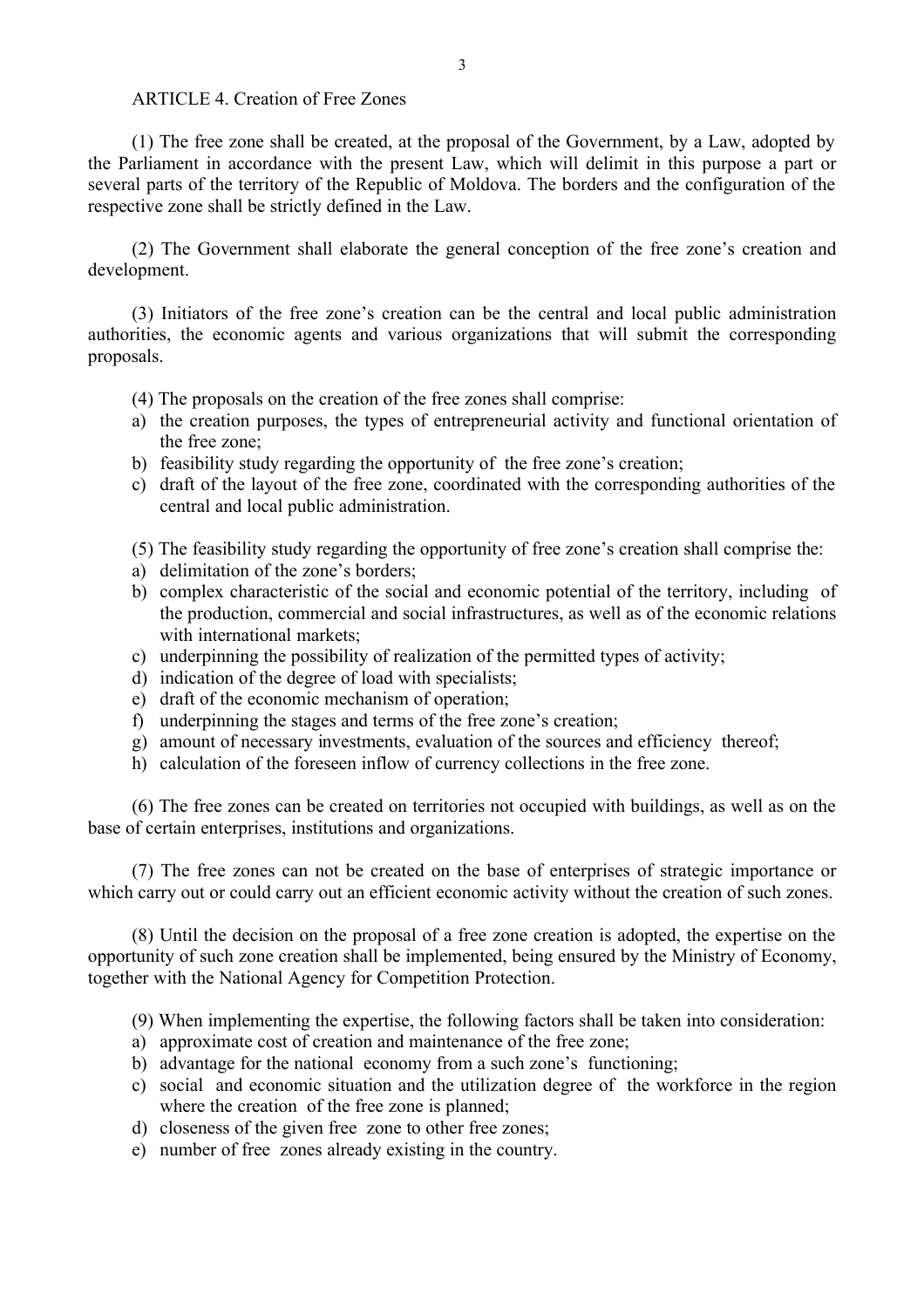## ARTICLE 4. Creation of Free Zones

(1) The free zone shall be created, at the proposal of the Government, by a Law, adopted by the Parliament in accordance with the present Law, which will delimit in this purpose a part or several parts of the territory of the Republic of Moldova. The borders and the configuration of the respective zone shall be strictly defined in the Law.

(2) The Government shall elaborate the general conception of the free zone's creation and development.

(3) Initiators of the free zone's creation can be the central and local public administration authorities, the economic agents and various organizations that will submit the corresponding proposals.

(4) The proposals on the creation of the free zones shall comprise:

a) the creation purposes, the types of entrepreneurial activity and functional orientation of the free zone;
b) feasibility study regarding the opportunity of the free zone's creation;
c) draft of the layout of the free zone, coordinated with the corresponding authorities of the central and local public administration.

(5) The feasibility study regarding the opportunity of free zone's creation shall comprise the:

a) delimitation of the zone's borders;
b) complex characteristic of the social and economic potential of the territory, including of the production, commercial and social infrastructures, as well as of the economic relations with international markets;
c) underpinning the possibility of realization of the permitted types of activity;
d) indication of the degree of load with specialists;
e) draft of the economic mechanism of operation;
f) underpinning the stages and terms of the free zone's creation;
g) amount of necessary investments, evaluation of the sources and efficiency thereof;
h) calculation of the foreseen inflow of currency collections in the free zone.

(6) The free zones can be created on territories not occupied with buildings, as well as on the base of certain enterprises, institutions and organizations.

(7) The free zones can not be created on the base of enterprises of strategic importance or which carry out or could carry out an efficient economic activity without the creation of such zones.

(8) Until the decision on the proposal of a free zone creation is adopted, the expertise on the opportunity of such zone creation shall be implemented, being ensured by the Ministry of Economy, together with the National Agency for Competition Protection.

(9) When implementing the expertise, the following factors shall be taken into consideration:

a) approximate cost of creation and maintenance of the free zone;
b) advantage for the national economy from a such zone's functioning;
c) social and economic situation and the utilization degree of the workforce in the region where the creation of the free zone is planned;
d) closeness of the given free zone to other free zones;
e) number of free zones already existing in the country.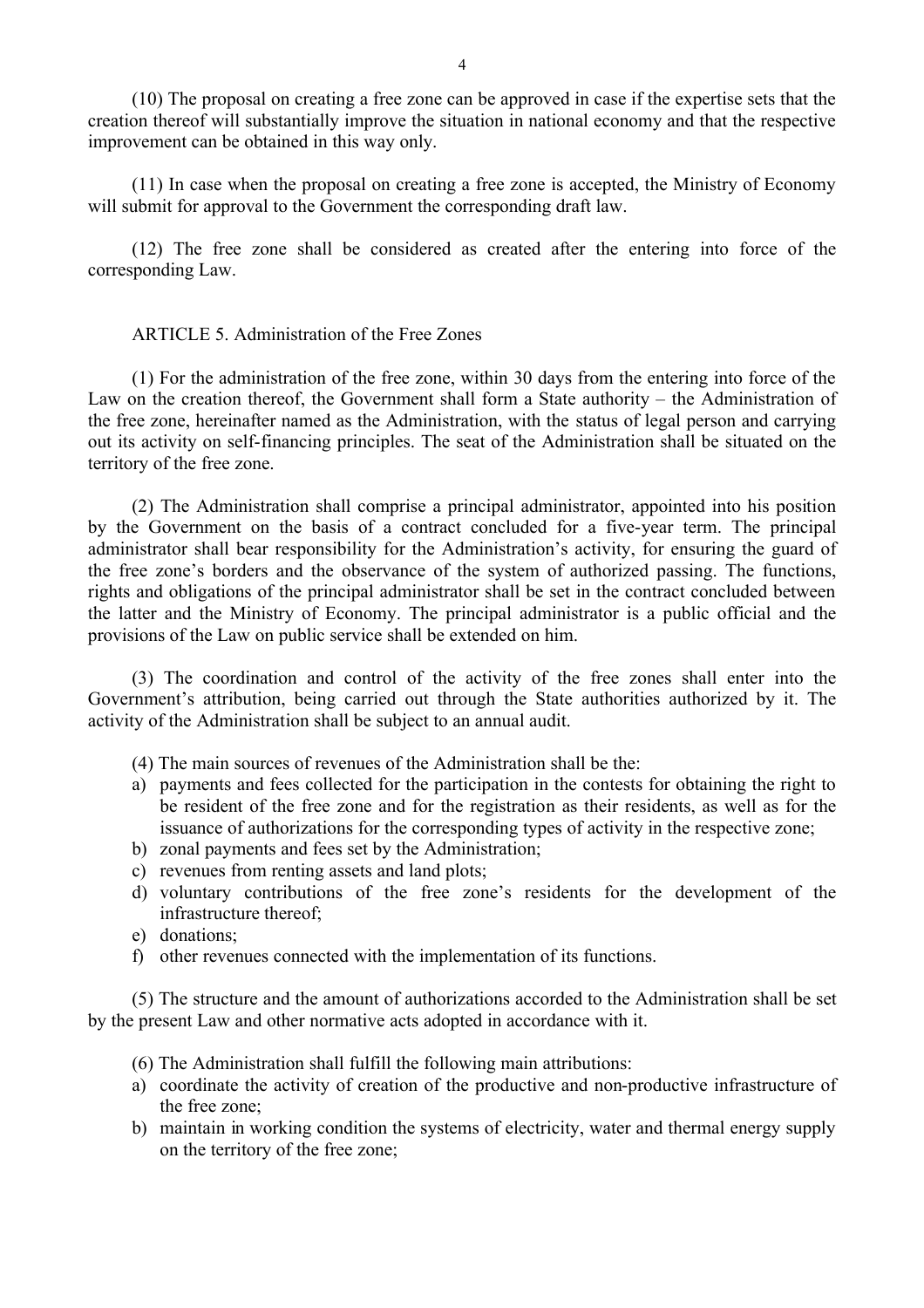(10) The proposal on creating a free zone can be approved in case if the expertise sets that the creation thereof will substantially improve the situation in national economy and that the respective improvement can be obtained in this way only.

(11) In case when the proposal on creating a free zone is accepted, the Ministry of Economy will submit for approval to the Government the corresponding draft law.

(12) The free zone shall be considered as created after the entering into force of the corresponding Law.

## ARTICLE 5. Administration of the Free Zones

(1) For the administration of the free zone, within 30 days from the entering into force of the Law on the creation thereof, the Government shall form a State authority – the Administration of the free zone, hereinafter named as the Administration, with the status of legal person and carrying out its activity on self-financing principles. The seat of the Administration shall be situated on the territory of the free zone.

(2) The Administration shall comprise a principal administrator, appointed into his position by the Government on the basis of a contract concluded for a five-year term. The principal administrator shall bear responsibility for the Administration's activity, for ensuring the guard of the free zone's borders and the observance of the system of authorized passing. The functions, rights and obligations of the principal administrator shall be set in the contract concluded between the latter and the Ministry of Economy. The principal administrator is a public official and the provisions of the Law on public service shall be extended on him.

(3) The coordination and control of the activity of the free zones shall enter into the Government's attribution, being carried out through the State authorities authorized by it. The activity of the Administration shall be subject to an annual audit.

(4) The main sources of revenues of the Administration shall be the:

a) payments and fees collected for the participation in the contests for obtaining the right to be resident of the free zone and for the registration as their residents, as well as for the issuance of authorizations for the corresponding types of activity in the respective zone;
b) zonal payments and fees set by the Administration;
c) revenues from renting assets and land plots;
d) voluntary contributions of the free zone's residents for the development of the infrastructure thereof;
e) donations;
f) other revenues connected with the implementation of its functions.

(5) The structure and the amount of authorizations accorded to the Administration shall be set by the present Law and other normative acts adopted in accordance with it.

(6) The Administration shall fulfill the following main attributions:

a) coordinate the activity of creation of the productive and non-productive infrastructure of the free zone;
b) maintain in working condition the systems of electricity, water and thermal energy supply on the territory of the free zone;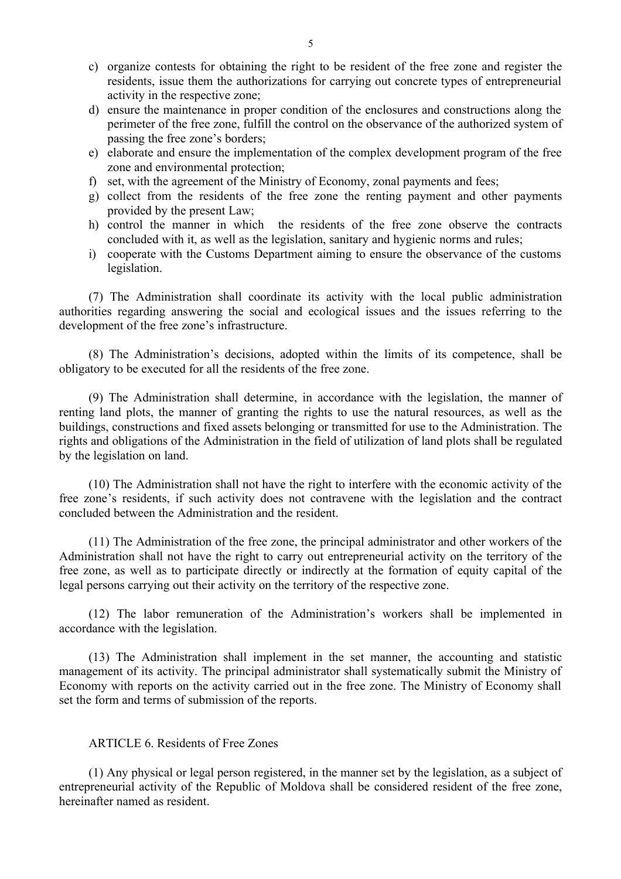c) organize contests for obtaining the right to be resident of the free zone and register the residents, issue them the authorizations for carrying out concrete types of entrepreneurial activity in the respective zone;
d) ensure the maintenance in proper condition of the enclosures and constructions along the perimeter of the free zone, fulfill the control on the observance of the authorized system of passing the free zone's borders;
e) elaborate and ensure the implementation of the complex development program of the free zone and environmental protection;
f) set, with the agreement of the Ministry of Economy, zonal payments and fees;
g) collect from the residents of the free zone the renting payment and other payments provided by the present Law;
h) control the manner in which the residents of the free zone observe the contracts concluded with it, as well as the legislation, sanitary and hygienic norms and rules;
i) cooperate with the Customs Department aiming to ensure the observance of the customs legislation.

(7) The Administration shall coordinate its activity with the local public administration authorities regarding answering the social and ecological issues and the issues referring to the development of the free zone's infrastructure.

(8) The Administration's decisions, adopted within the limits of its competence, shall be obligatory to be executed for all the residents of the free zone.

(9) The Administration shall determine, in accordance with the legislation, the manner of renting land plots, the manner of granting the rights to use the natural resources, as well as the buildings, constructions and fixed assets belonging or transmitted for use to the Administration. The rights and obligations of the Administration in the field of utilization of land plots shall be regulated by the legislation on land.

(10) The Administration shall not have the right to interfere with the economic activity of the free zone's residents, if such activity does not contravene with the legislation and the contract concluded between the Administration and the resident.

(11) The Administration of the free zone, the principal administrator and other workers of the Administration shall not have the right to carry out entrepreneurial activity on the territory of the free zone, as well as to participate directly or indirectly at the formation of equity capital of the legal persons carrying out their activity on the territory of the respective zone.

(12) The labor remuneration of the Administration's workers shall be implemented in accordance with the legislation.

(13) The Administration shall implement in the set manner, the accounting and statistic management of its activity. The principal administrator shall systematically submit the Ministry of Economy with reports on the activity carried out in the free zone. The Ministry of Economy shall set the form and terms of submission of the reports.

## ARTICLE 6. Residents of Free Zones

(1) Any physical or legal person registered, in the manner set by the legislation, as a subject of entrepreneurial activity of the Republic of Moldova shall be considered resident of the free zone, hereinafter named as resident.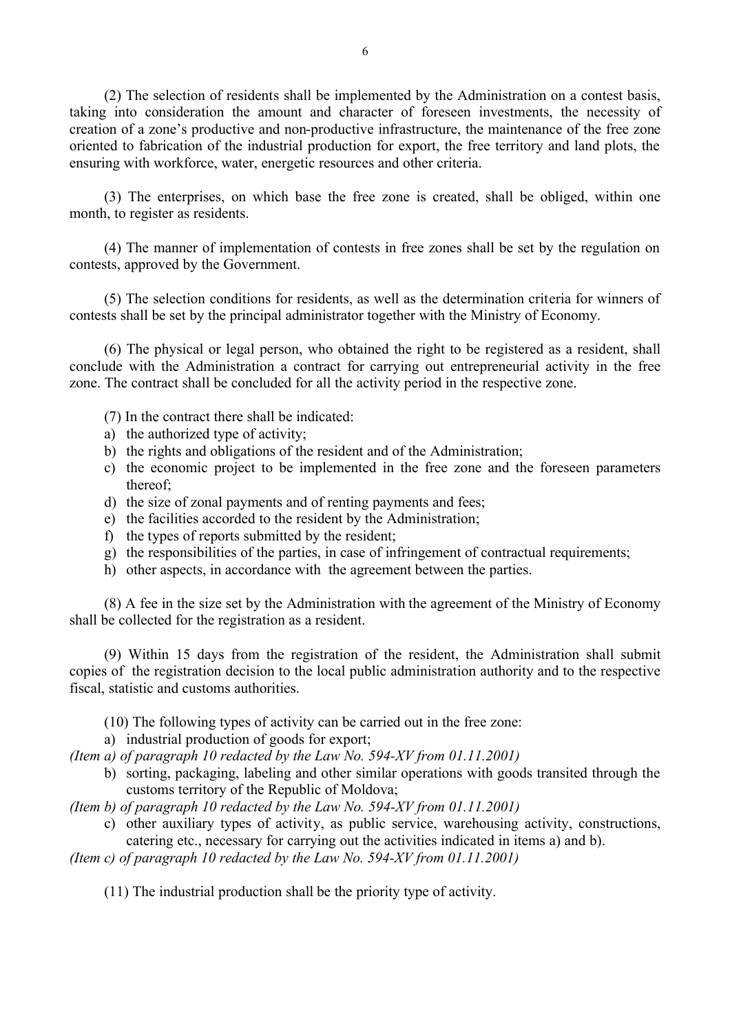(2) The selection of residents shall be implemented by the Administration on a contest basis, taking into consideration the amount and character of foreseen investments, the necessity of creation of a zone's productive and non-productive infrastructure, the maintenance of the free zone oriented to fabrication of the industrial production for export, the free territory and land plots, the ensuring with workforce, water, energetic resources and other criteria.

(3) The enterprises, on which base the free zone is created, shall be obliged, within one month, to register as residents.

(4) The manner of implementation of contests in free zones shall be set by the regulation on contests, approved by the Government.

(5) The selection conditions for residents, as well as the determination criteria for winners of contests shall be set by the principal administrator together with the Ministry of Economy.

(6) The physical or legal person, who obtained the right to be registered as a resident, shall conclude with the Administration a contract for carrying out entrepreneurial activity in the free zone. The contract shall be concluded for all the activity period in the respective zone.

(7) In the contract there shall be indicated:

a) the authorized type of activity;
b) the rights and obligations of the resident and of the Administration;
c) the economic project to be implemented in the free zone and the foreseen parameters thereof;
d) the size of zonal payments and of renting payments and fees;
e) the facilities accorded to the resident by the Administration;
f) the types of reports submitted by the resident;
g) the responsibilities of the parties, in case of infringement of contractual requirements;
h) other aspects, in accordance with the agreement between the parties.

(8) A fee in the size set by the Administration with the agreement of the Ministry of Economy shall be collected for the registration as a resident.

(9) Within 15 days from the registration of the resident, the Administration shall submit copies of the registration decision to the local public administration authority and to the respective fiscal, statistic and customs authorities.

(10) The following types of activity can be carried out in the free zone:

a) industrial production of goods for export;

*(Item a) of paragraph 10 redacted by the Law No. 594-XV from 01.11.2001)*

b) sorting, packaging, labeling and other similar operations with goods transited through the customs territory of the Republic of Moldova;

*(Item b) of paragraph 10 redacted by the Law No. 594-XV from 01.11.2001)*

c) other auxiliary types of activity, as public service, warehousing activity, constructions, catering etc., necessary for carrying out the activities indicated in items a) and b).

*(Item c) of paragraph 10 redacted by the Law No. 594-XV from 01.11.2001)*

(11) The industrial production shall be the priority type of activity.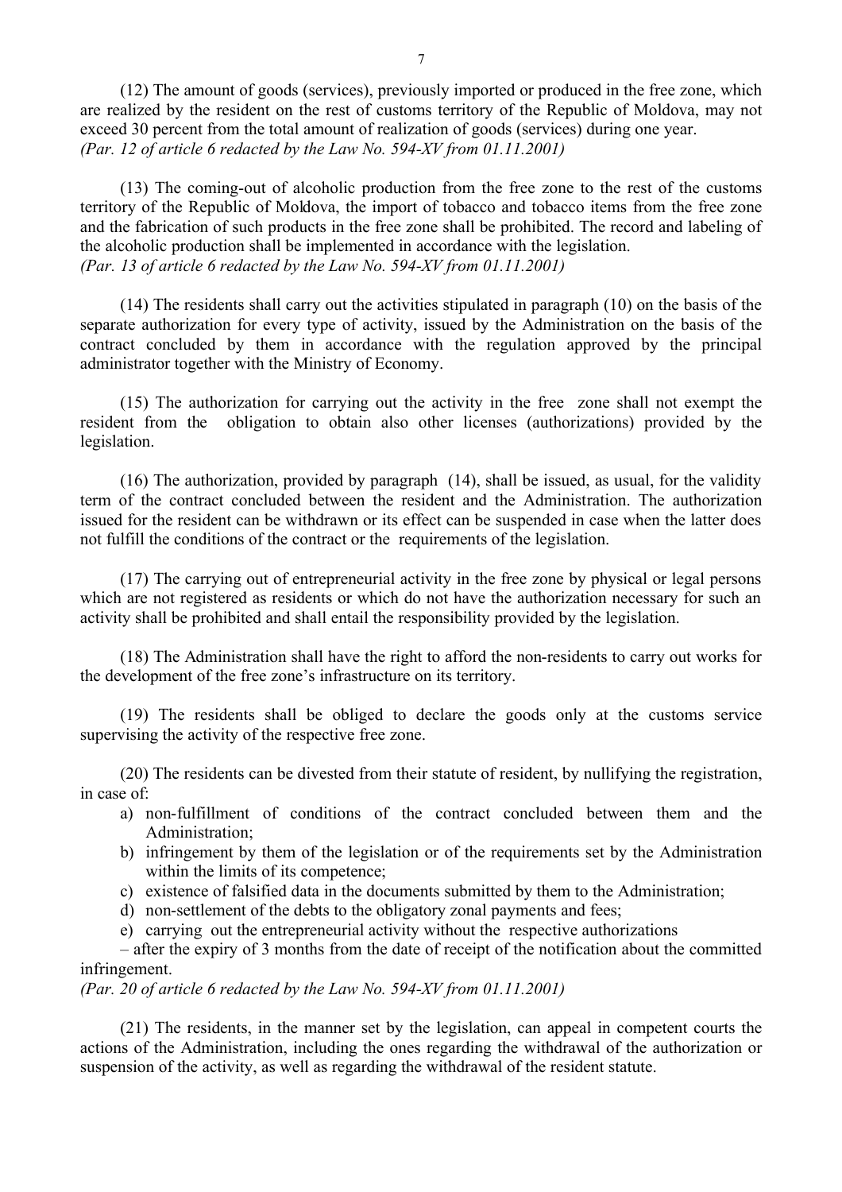(12) The amount of goods (services), previously imported or produced in the free zone, which are realized by the resident on the rest of customs territory of the Republic of Moldova, may not exceed 30 percent from the total amount of realization of goods (services) during one year.
*(Par. 12 of article 6 redacted by the Law No. 594-XV from 01.11.2001)*

(13) The coming-out of alcoholic production from the free zone to the rest of the customs territory of the Republic of Moldova, the import of tobacco and tobacco items from the free zone and the fabrication of such products in the free zone shall be prohibited. The record and labeling of the alcoholic production shall be implemented in accordance with the legislation.
*(Par. 13 of article 6 redacted by the Law No. 594-XV from 01.11.2001)*

(14) The residents shall carry out the activities stipulated in paragraph (10) on the basis of the separate authorization for every type of activity, issued by the Administration on the basis of the contract concluded by them in accordance with the regulation approved by the principal administrator together with the Ministry of Economy.

(15) The authorization for carrying out the activity in the free zone shall not exempt the resident from the obligation to obtain also other licenses (authorizations) provided by the legislation.

(16) The authorization, provided by paragraph (14), shall be issued, as usual, for the validity term of the contract concluded between the resident and the Administration. The authorization issued for the resident can be withdrawn or its effect can be suspended in case when the latter does not fulfill the conditions of the contract or the requirements of the legislation.

(17) The carrying out of entrepreneurial activity in the free zone by physical or legal persons which are not registered as residents or which do not have the authorization necessary for such an activity shall be prohibited and shall entail the responsibility provided by the legislation.

(18) The Administration shall have the right to afford the non-residents to carry out works for the development of the free zone's infrastructure on its territory.

(19) The residents shall be obliged to declare the goods only at the customs service supervising the activity of the respective free zone.

(20) The residents can be divested from their statute of resident, by nullifying the registration, in case of:

a) non-fulfillment of conditions of the contract concluded between them and the Administration;
b) infringement by them of the legislation or of the requirements set by the Administration within the limits of its competence;
c) existence of falsified data in the documents submitted by them to the Administration;
d) non-settlement of the debts to the obligatory zonal payments and fees;
e) carrying out the entrepreneurial activity without the respective authorizations

– after the expiry of 3 months from the date of receipt of the notification about the committed infringement.
*(Par. 20 of article 6 redacted by the Law No. 594-XV from 01.11.2001)*

(21) The residents, in the manner set by the legislation, can appeal in competent courts the actions of the Administration, including the ones regarding the withdrawal of the authorization or suspension of the activity, as well as regarding the withdrawal of the resident statute.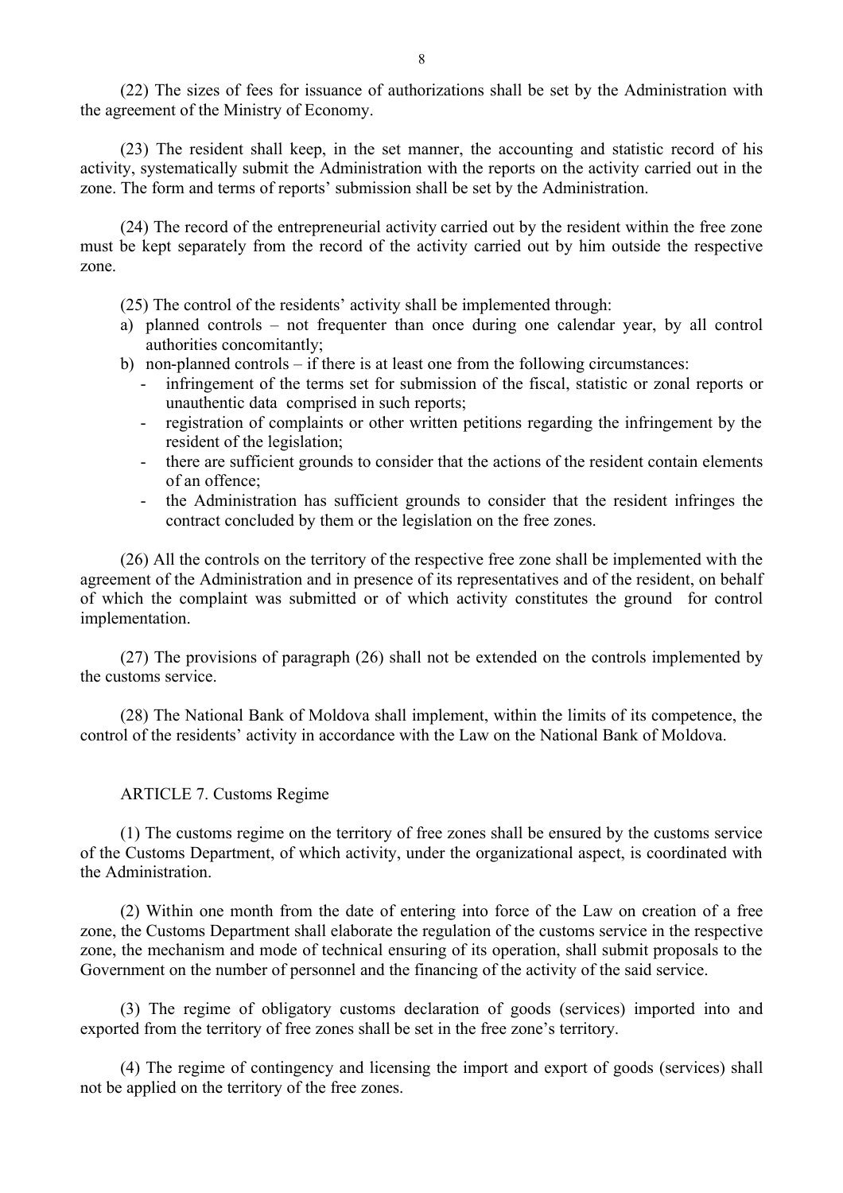(22) The sizes of fees for issuance of authorizations shall be set by the Administration with the agreement of the Ministry of Economy.

(23) The resident shall keep, in the set manner, the accounting and statistic record of his activity, systematically submit the Administration with the reports on the activity carried out in the zone. The form and terms of reports' submission shall be set by the Administration.

(24) The record of the entrepreneurial activity carried out by the resident within the free zone must be kept separately from the record of the activity carried out by him outside the respective zone.

(25) The control of the residents' activity shall be implemented through:

a) planned controls – not frequenter than once during one calendar year, by all control authorities concomitantly;
b) non-planned controls – if there is at least one from the following circumstances:
   - infringement of the terms set for submission of the fiscal, statistic or zonal reports or unauthentic data comprised in such reports;
   - registration of complaints or other written petitions regarding the infringement by the resident of the legislation;
   - there are sufficient grounds to consider that the actions of the resident contain elements of an offence;
   - the Administration has sufficient grounds to consider that the resident infringes the contract concluded by them or the legislation on the free zones.

(26) All the controls on the territory of the respective free zone shall be implemented with the agreement of the Administration and in presence of its representatives and of the resident, on behalf of which the complaint was submitted or of which activity constitutes the ground for control implementation.

(27) The provisions of paragraph (26) shall not be extended on the controls implemented by the customs service.

(28) The National Bank of Moldova shall implement, within the limits of its competence, the control of the residents' activity in accordance with the Law on the National Bank of Moldova.

## ARTICLE 7. Customs Regime

(1) The customs regime on the territory of free zones shall be ensured by the customs service of the Customs Department, of which activity, under the organizational aspect, is coordinated with the Administration.

(2) Within one month from the date of entering into force of the Law on creation of a free zone, the Customs Department shall elaborate the regulation of the customs service in the respective zone, the mechanism and mode of technical ensuring of its operation, shall submit proposals to the Government on the number of personnel and the financing of the activity of the said service.

(3) The regime of obligatory customs declaration of goods (services) imported into and exported from the territory of free zones shall be set in the free zone's territory.

(4) The regime of contingency and licensing the import and export of goods (services) shall not be applied on the territory of the free zones.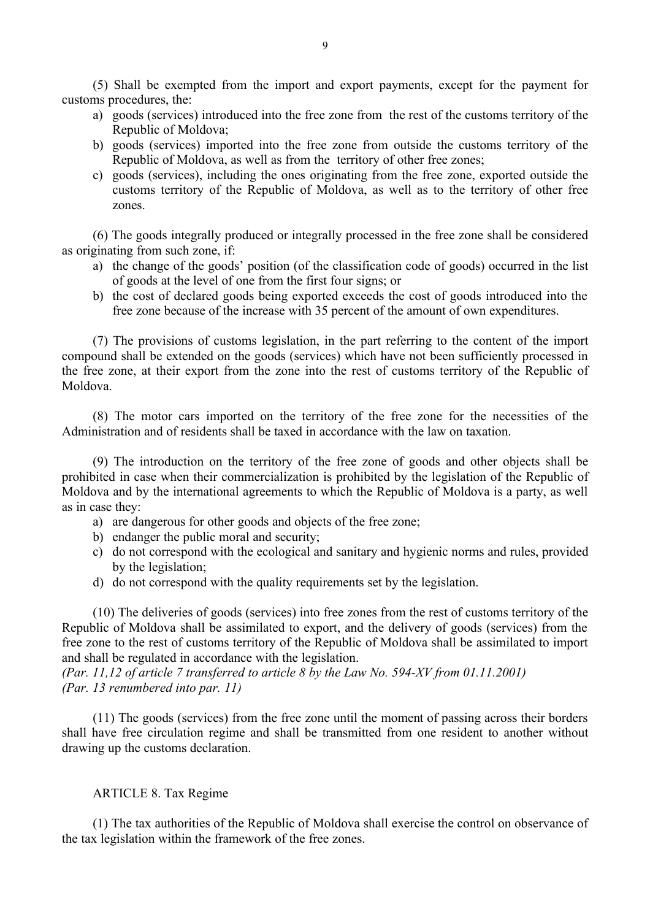(5) Shall be exempted from the import and export payments, except for the payment for customs procedures, the:

a) goods (services) introduced into the free zone from the rest of the customs territory of the Republic of Moldova;
b) goods (services) imported into the free zone from outside the customs territory of the Republic of Moldova, as well as from the territory of other free zones;
c) goods (services), including the ones originating from the free zone, exported outside the customs territory of the Republic of Moldova, as well as to the territory of other free zones.

(6) The goods integrally produced or integrally processed in the free zone shall be considered as originating from such zone, if:

a) the change of the goods' position (of the classification code of goods) occurred in the list of goods at the level of one from the first four signs; or
b) the cost of declared goods being exported exceeds the cost of goods introduced into the free zone because of the increase with 35 percent of the amount of own expenditures.

(7) The provisions of customs legislation, in the part referring to the content of the import compound shall be extended on the goods (services) which have not been sufficiently processed in the free zone, at their export from the zone into the rest of customs territory of the Republic of Moldova.

(8) The motor cars imported on the territory of the free zone for the necessities of the Administration and of residents shall be taxed in accordance with the law on taxation.

(9) The introduction on the territory of the free zone of goods and other objects shall be prohibited in case when their commercialization is prohibited by the legislation of the Republic of Moldova and by the international agreements to which the Republic of Moldova is a party, as well as in case they:

a) are dangerous for other goods and objects of the free zone;
b) endanger the public moral and security;
c) do not correspond with the ecological and sanitary and hygienic norms and rules, provided by the legislation;
d) do not correspond with the quality requirements set by the legislation.

(10) The deliveries of goods (services) into free zones from the rest of customs territory of the Republic of Moldova shall be assimilated to export, and the delivery of goods (services) from the free zone to the rest of customs territory of the Republic of Moldova shall be assimilated to import and shall be regulated in accordance with the legislation.
*(Par. 11,12 of article 7 transferred to article 8 by the Law No. 594-XV from 01.11.2001)*
*(Par. 13 renumbered into par. 11)*

(11) The goods (services) from the free zone until the moment of passing across their borders shall have free circulation regime and shall be transmitted from one resident to another without drawing up the customs declaration.

ARTICLE 8. Tax Regime

(1) The tax authorities of the Republic of Moldova shall exercise the control on observance of the tax legislation within the framework of the free zones.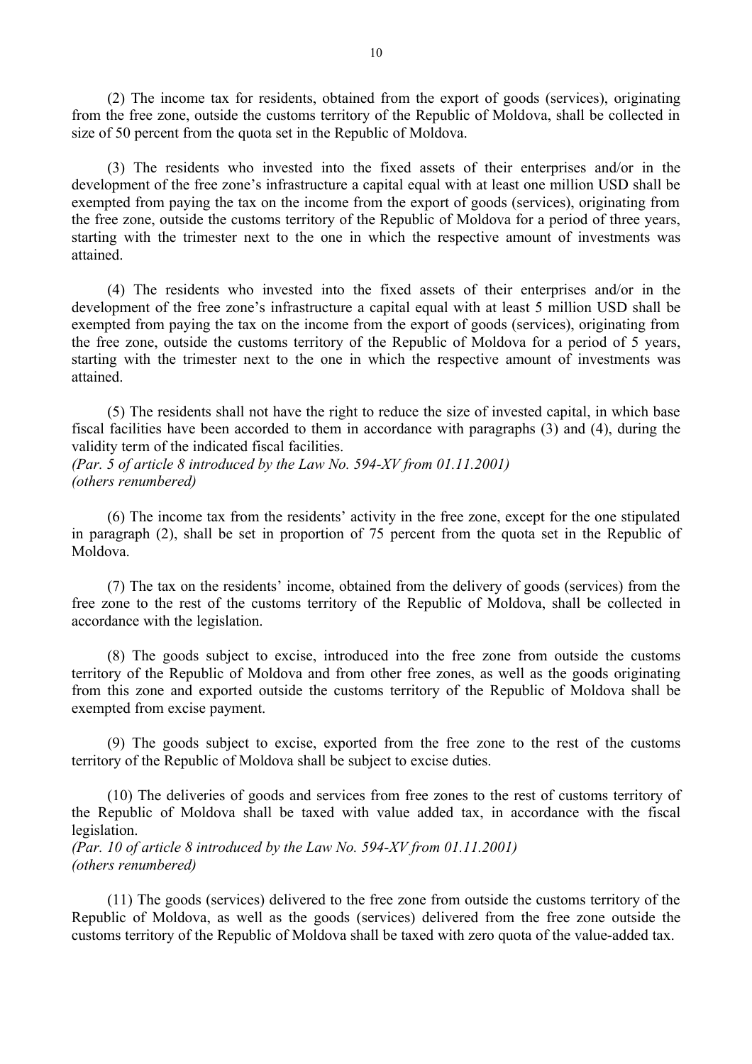(2) The income tax for residents, obtained from the export of goods (services), originating from the free zone, outside the customs territory of the Republic of Moldova, shall be collected in size of 50 percent from the quota set in the Republic of Moldova.

(3) The residents who invested into the fixed assets of their enterprises and/or in the development of the free zone's infrastructure a capital equal with at least one million USD shall be exempted from paying the tax on the income from the export of goods (services), originating from the free zone, outside the customs territory of the Republic of Moldova for a period of three years, starting with the trimester next to the one in which the respective amount of investments was attained.

(4) The residents who invested into the fixed assets of their enterprises and/or in the development of the free zone's infrastructure a capital equal with at least 5 million USD shall be exempted from paying the tax on the income from the export of goods (services), originating from the free zone, outside the customs territory of the Republic of Moldova for a period of 5 years, starting with the trimester next to the one in which the respective amount of investments was attained.

(5) The residents shall not have the right to reduce the size of invested capital, in which base fiscal facilities have been accorded to them in accordance with paragraphs (3) and (4), during the validity term of the indicated fiscal facilities.
*(Par. 5 of article 8 introduced by the Law No. 594-XV from 01.11.2001)*
*(others renumbered)*

(6) The income tax from the residents' activity in the free zone, except for the one stipulated in paragraph (2), shall be set in proportion of 75 percent from the quota set in the Republic of Moldova.

(7) The tax on the residents' income, obtained from the delivery of goods (services) from the free zone to the rest of the customs territory of the Republic of Moldova, shall be collected in accordance with the legislation.

(8) The goods subject to excise, introduced into the free zone from outside the customs territory of the Republic of Moldova and from other free zones, as well as the goods originating from this zone and exported outside the customs territory of the Republic of Moldova shall be exempted from excise payment.

(9) The goods subject to excise, exported from the free zone to the rest of the customs territory of the Republic of Moldova shall be subject to excise duties.

(10) The deliveries of goods and services from free zones to the rest of customs territory of the Republic of Moldova shall be taxed with value added tax, in accordance with the fiscal legislation.
*(Par. 10 of article 8 introduced by the Law No. 594-XV from 01.11.2001)*
*(others renumbered)*

(11) The goods (services) delivered to the free zone from outside the customs territory of the Republic of Moldova, as well as the goods (services) delivered from the free zone outside the customs territory of the Republic of Moldova shall be taxed with zero quota of the value-added tax.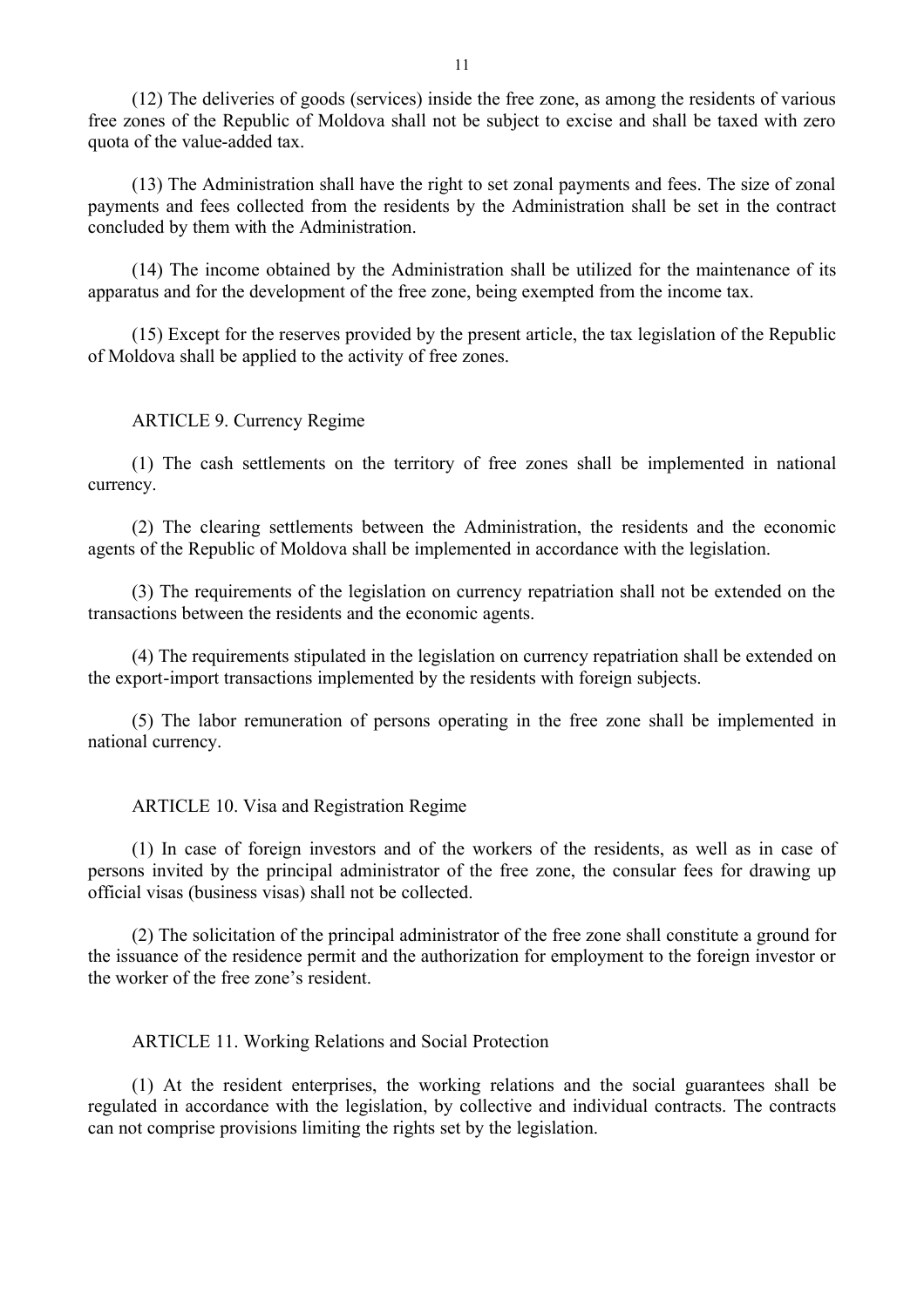(12) The deliveries of goods (services) inside the free zone, as among the residents of various free zones of the Republic of Moldova shall not be subject to excise and shall be taxed with zero quota of the value-added tax.

(13) The Administration shall have the right to set zonal payments and fees. The size of zonal payments and fees collected from the residents by the Administration shall be set in the contract concluded by them with the Administration.

(14) The income obtained by the Administration shall be utilized for the maintenance of its apparatus and for the development of the free zone, being exempted from the income tax.

(15) Except for the reserves provided by the present article, the tax legislation of the Republic of Moldova shall be applied to the activity of free zones.

## ARTICLE 9. Currency Regime

(1) The cash settlements on the territory of free zones shall be implemented in national currency.

(2) The clearing settlements between the Administration, the residents and the economic agents of the Republic of Moldova shall be implemented in accordance with the legislation.

(3) The requirements of the legislation on currency repatriation shall not be extended on the transactions between the residents and the economic agents.

(4) The requirements stipulated in the legislation on currency repatriation shall be extended on the export-import transactions implemented by the residents with foreign subjects.

(5) The labor remuneration of persons operating in the free zone shall be implemented in national currency.

## ARTICLE 10. Visa and Registration Regime

(1) In case of foreign investors and of the workers of the residents, as well as in case of persons invited by the principal administrator of the free zone, the consular fees for drawing up official visas (business visas) shall not be collected.

(2) The solicitation of the principal administrator of the free zone shall constitute a ground for the issuance of the residence permit and the authorization for employment to the foreign investor or the worker of the free zone's resident.

## ARTICLE 11. Working Relations and Social Protection

(1) At the resident enterprises, the working relations and the social guarantees shall be regulated in accordance with the legislation, by collective and individual contracts. The contracts can not comprise provisions limiting the rights set by the legislation.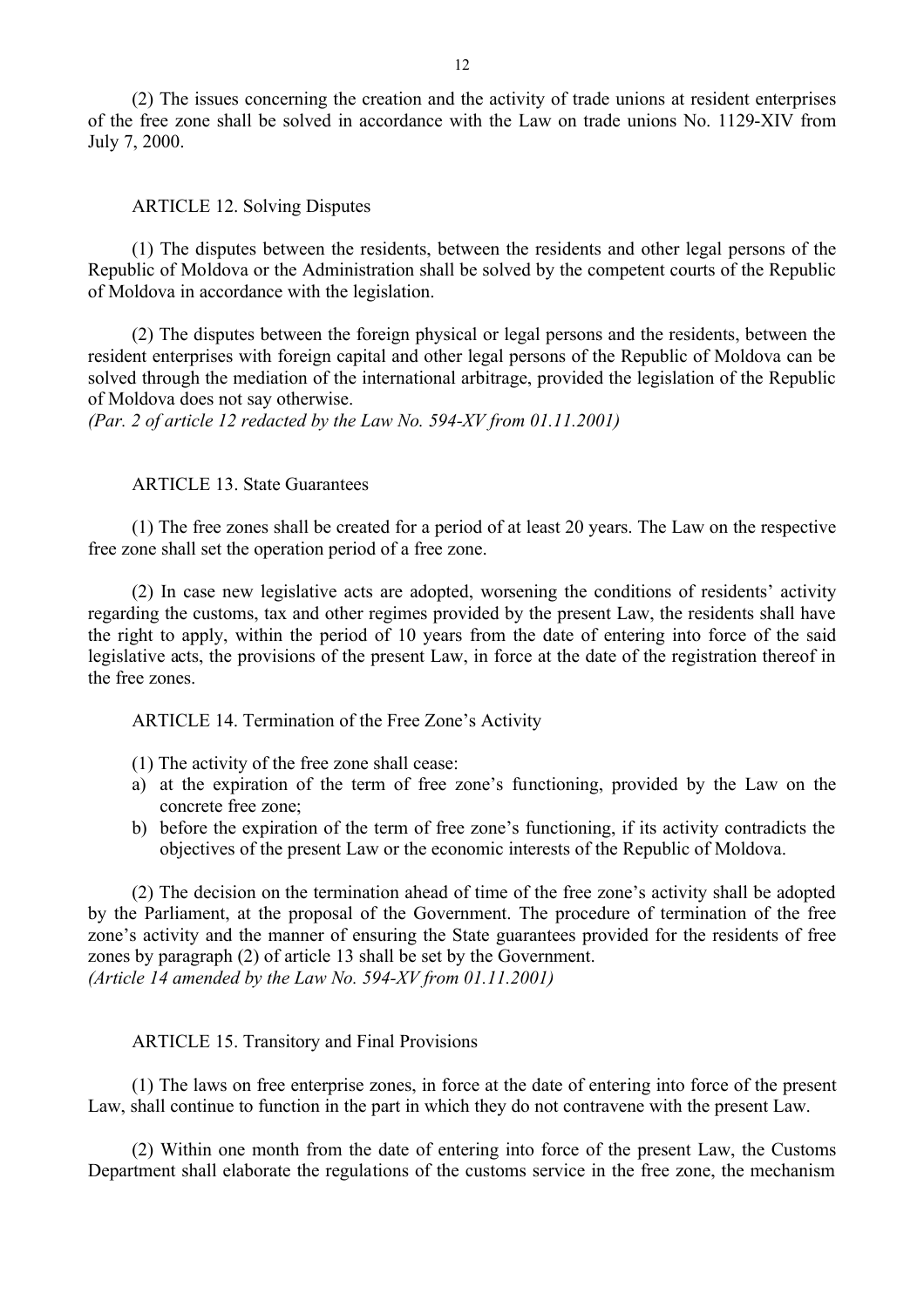(2) The issues concerning the creation and the activity of trade unions at resident enterprises of the free zone shall be solved in accordance with the Law on trade unions No. 1129-XIV from July 7, 2000.

### ARTICLE 12. Solving Disputes

(1) The disputes between the residents, between the residents and other legal persons of the Republic of Moldova or the Administration shall be solved by the competent courts of the Republic of Moldova in accordance with the legislation.

(2) The disputes between the foreign physical or legal persons and the residents, between the resident enterprises with foreign capital and other legal persons of the Republic of Moldova can be solved through the mediation of the international arbitrage, provided the legislation of the Republic of Moldova does not say otherwise.
*(Par. 2 of article 12 redacted by the Law No. 594-XV from 01.11.2001)*

### ARTICLE 13. State Guarantees

(1) The free zones shall be created for a period of at least 20 years. The Law on the respective free zone shall set the operation period of a free zone.

(2) In case new legislative acts are adopted, worsening the conditions of residents' activity regarding the customs, tax and other regimes provided by the present Law, the residents shall have the right to apply, within the period of 10 years from the date of entering into force of the said legislative acts, the provisions of the present Law, in force at the date of the registration thereof in the free zones.

### ARTICLE 14. Termination of the Free Zone's Activity

(1) The activity of the free zone shall cease:

a) at the expiration of the term of free zone's functioning, provided by the Law on the concrete free zone;
b) before the expiration of the term of free zone's functioning, if its activity contradicts the objectives of the present Law or the economic interests of the Republic of Moldova.

(2) The decision on the termination ahead of time of the free zone's activity shall be adopted by the Parliament, at the proposal of the Government. The procedure of termination of the free zone's activity and the manner of ensuring the State guarantees provided for the residents of free zones by paragraph (2) of article 13 shall be set by the Government.
*(Article 14 amended by the Law No. 594-XV from 01.11.2001)*

### ARTICLE 15. Transitory and Final Provisions

(1) The laws on free enterprise zones, in force at the date of entering into force of the present Law, shall continue to function in the part in which they do not contravene with the present Law.

(2) Within one month from the date of entering into force of the present Law, the Customs Department shall elaborate the regulations of the customs service in the free zone, the mechanism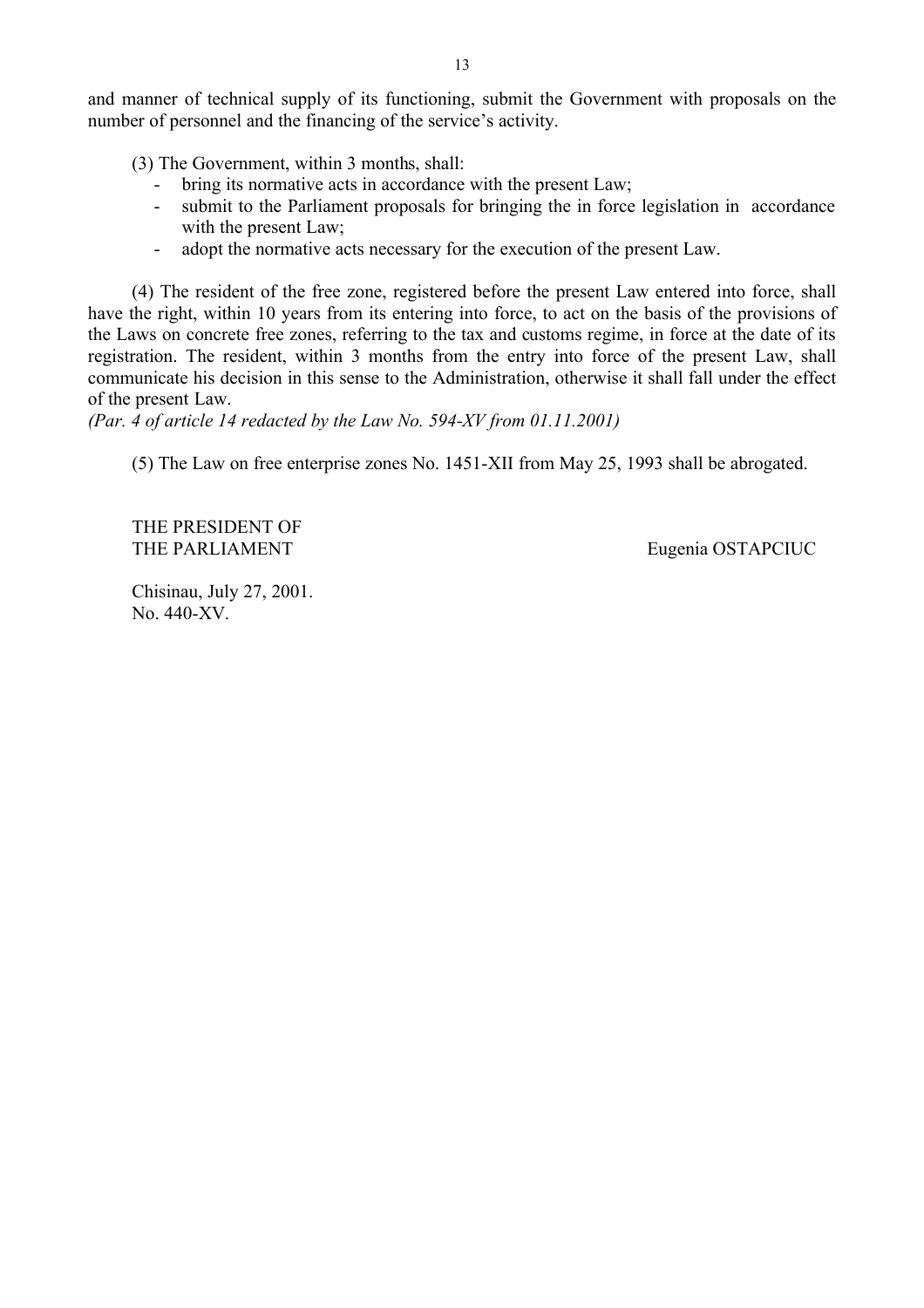and manner of technical supply of its functioning, submit the Government with proposals on the number of personnel and the financing of the service's activity.

(3) The Government, within 3 months, shall:

- bring its normative acts in accordance with the present Law;
- submit to the Parliament proposals for bringing the in force legislation in accordance with the present Law;
- adopt the normative acts necessary for the execution of the present Law.

(4) The resident of the free zone, registered before the present Law entered into force, shall have the right, within 10 years from its entering into force, to act on the basis of the provisions of the Laws on concrete free zones, referring to the tax and customs regime, in force at the date of its registration. The resident, within 3 months from the entry into force of the present Law, shall communicate his decision in this sense to the Administration, otherwise it shall fall under the effect of the present Law.
*(Par. 4 of article 14 redacted by the Law No. 594-XV from 01.11.2001)*

(5) The Law on free enterprise zones No. 1451-XII from May 25, 1993 shall be abrogated.

THE PRESIDENT OF
THE PARLIAMENT Eugenia OSTAPCIUC

Chisinau, July 27, 2001.
No. 440-XV.